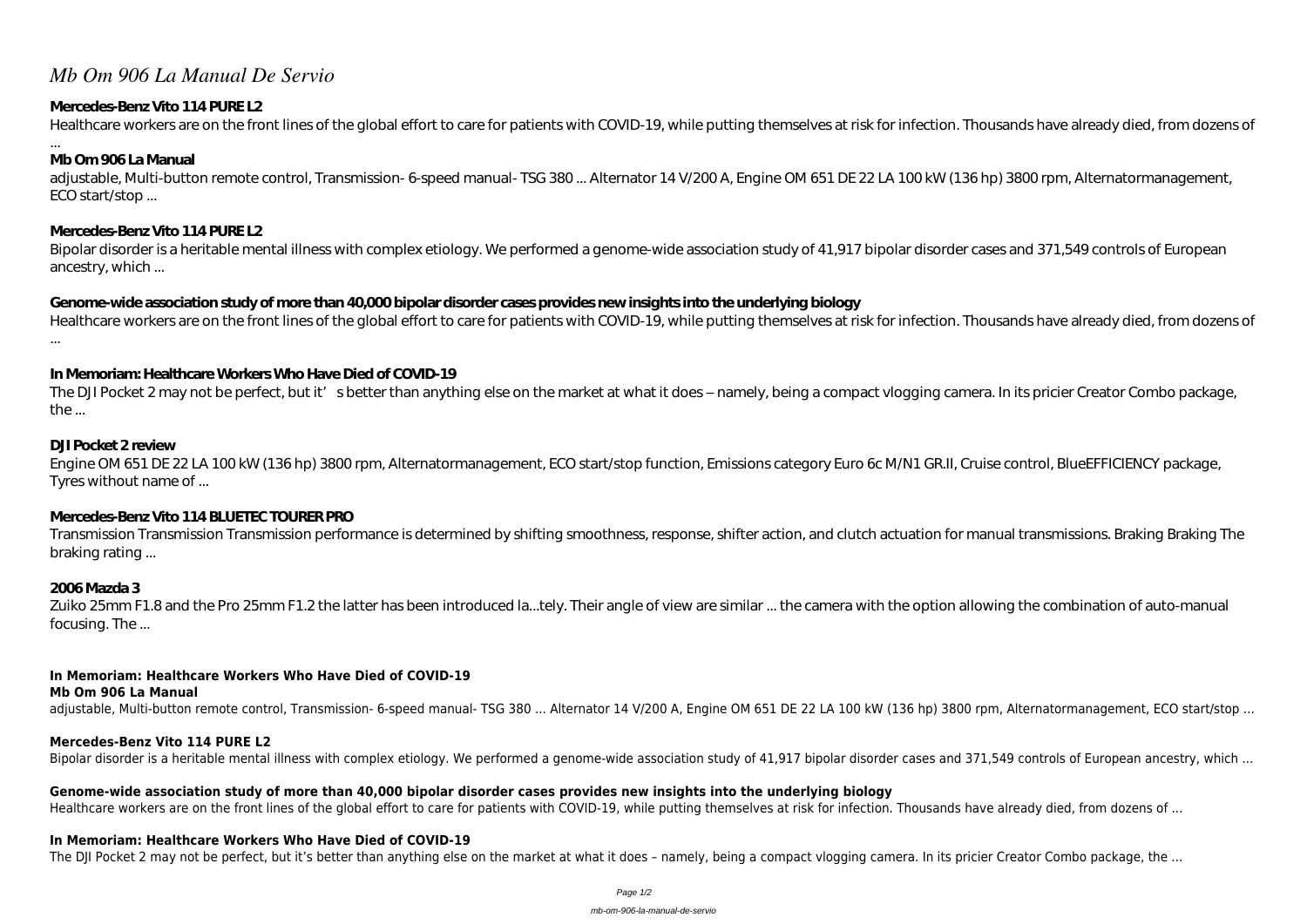# *Mb Om 906 La Manual De Servio*

**Mercedes-Benz Vito 114 PURE L2**

Healthcare workers are on the front lines of the global effort to care for patients with COVID-19, while putting themselves at risk for infection. Thousands have already died, from dozens of ...

**Mb Om 906 La Manual**

adjustable, Multi-button remote control, Transmission- 6-speed manual- TSG 380 ... Alternator 14 V/200 A, Engine OM 651 DE 22 LA 100 kW (136 hp) 3800 rpm, Alternatormanagement, ECO start/stop ...

**Mercedes-Benz Vito 114 PURE L2**

Bipolar disorder is a heritable mental illness with complex etiology. We performed a genome-wide association study of 41,917 bipolar disorder cases and 371,549 controls of European ancestry, which ...

**Genome-wide association study of more than 40,000 bipolar disorder cases provides new insights into the underlying biology**

Healthcare workers are on the front lines of the global effort to care for patients with COVID-19, while putting themselves at risk for infection. Thousands have already died, from dozens of ...

**In Memoriam: Healthcare Workers Who Have Died of COVID-19**

The DJI Pocket 2 may not be perfect, but it's better than anything else on the market at what it does – namely, being a compact vlogging camera. In its pricier Creator Combo package, the ...

**DJI Pocket 2 review**

Engine OM 651 DE 22 LA 100 kW (136 hp) 3800 rpm, Alternatormanagement, ECO start/stop function, Emissions category Euro 6c M/N1 GR.II, Cruise control, BlueEFFICIENCY package, Tyres without name of ...

**Mercedes-Benz Vito 114 BLUETEC TOURER PRO**

Transmission Transmission Transmission performance is determined by shifting smoothness, response, shifter action, and clutch actuation for manual transmissions. Braking Braking The braking rating ...

**2006 Mazda 3**

Zuiko 25mm F1.8 and the Pro 25mm F1.2 the latter has been introduced la...tely. Their angle of view are similar ... the camera with the option allowing the combination of auto-manual focusing. The ...

**In Memoriam: Healthcare Workers Who Have Died of COVID-19**

**Mb Om 906 La Manual**

adjustable, Multi-button remote control, Transmission- 6-speed manual- TSG 380 ... Alternator 14 V/200 A, Engine OM 651 DE 22 LA 100 kW (136 hp) 3800 rpm, Alternatormanagement, ECO start/stop ...

**Mercedes-Benz Vito 114 PURE L2**

Bipolar disorder is a heritable mental illness with complex etiology. We performed a genome-wide association study of 41,917 bipolar disorder cases and 371,549 controls of European ancestry, which ...

**Genome-wide association study of more than 40,000 bipolar disorder cases provides new insights into the underlying biology**

Healthcare workers are on the front lines of the global effort to care for patients with COVID-19, while putting themselves at risk for infection. Thousands have already died, from dozens of ...

**In Memoriam: Healthcare Workers Who Have Died of COVID-19**

The DJI Pocket 2 may not be perfect, but it's better than anything else on the market at what it does – namely, being a compact vlogging camera. In its pricier Creator Combo package, the ...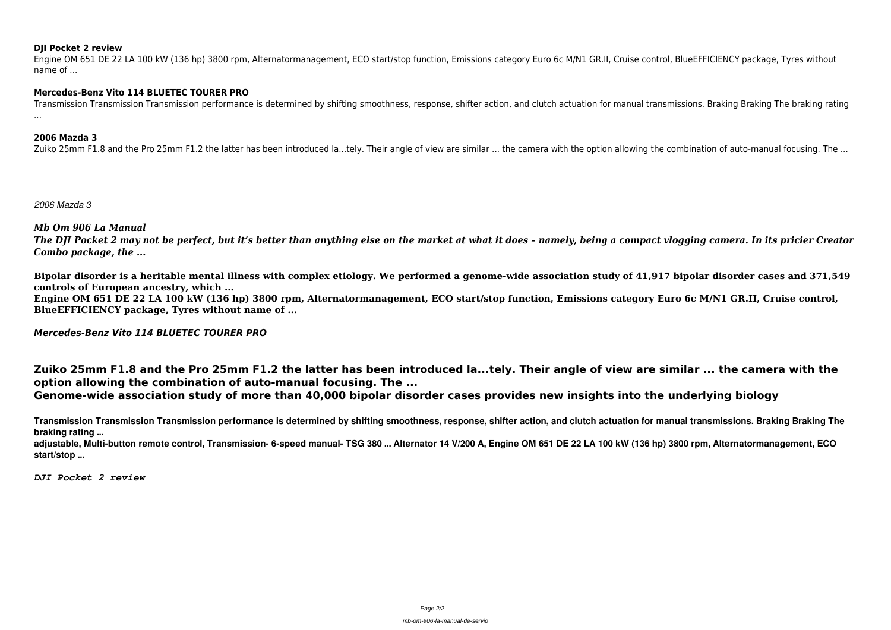**DJI Pocket 2 review**

Engine OM 651 DE 22 LA 100 kW (136 hp) 3800 rpm, Alternatormanagement, ECO start/stop function, Emissions category Euro 6c M/N1 GR.II, Cruise control, BlueEFFICIENCY package, Tyres without name of ...

**Mercedes-Benz Vito 114 BLUETEC TOURER PRO**

Transmission Transmission Transmission performance is determined by shifting smoothness, response, shifter action, and clutch actuation for manual transmissions. Braking Braking The braking rating ...

**2006 Mazda 3**

Zuiko 25mm F1.8 and the Pro 25mm F1.2 the latter has been introduced la...tely. Their angle of view are similar ... the camera with the option allowing the combination of auto-manual focusing. The ...

*2006 Mazda 3*

***Mb Om 906 La Manual***

***The DJI Pocket 2 may not be perfect, but it's better than anything else on the market at what it does – namely, being a compact vlogging camera. In its pricier Creator Combo package, the ...***

**Bipolar disorder is a heritable mental illness with complex etiology. We performed a genome-wide association study of 41,917 bipolar disorder cases and 371,549 controls of European ancestry, which ...**

**Engine OM 651 DE 22 LA 100 kW (136 hp) 3800 rpm, Alternatormanagement, ECO start/stop function, Emissions category Euro 6c M/N1 GR.II, Cruise control, BlueEFFICIENCY package, Tyres without name of ...**

***Mercedes-Benz Vito 114 BLUETEC TOURER PRO***

**Zuiko 25mm F1.8 and the Pro 25mm F1.2 the latter has been introduced la...tely. Their angle of view are similar ... the camera with the option allowing the combination of auto-manual focusing. The ...**

**Genome-wide association study of more than 40,000 bipolar disorder cases provides new insights into the underlying biology**

**Transmission Transmission Transmission performance is determined by shifting smoothness, response, shifter action, and clutch actuation for manual transmissions. Braking Braking The braking rating ...**

**adjustable, Multi-button remote control, Transmission- 6-speed manual- TSG 380 ... Alternator 14 V/200 A, Engine OM 651 DE 22 LA 100 kW (136 hp) 3800 rpm, Alternatormanagement, ECO start/stop ...**

***DJI Pocket 2 review***